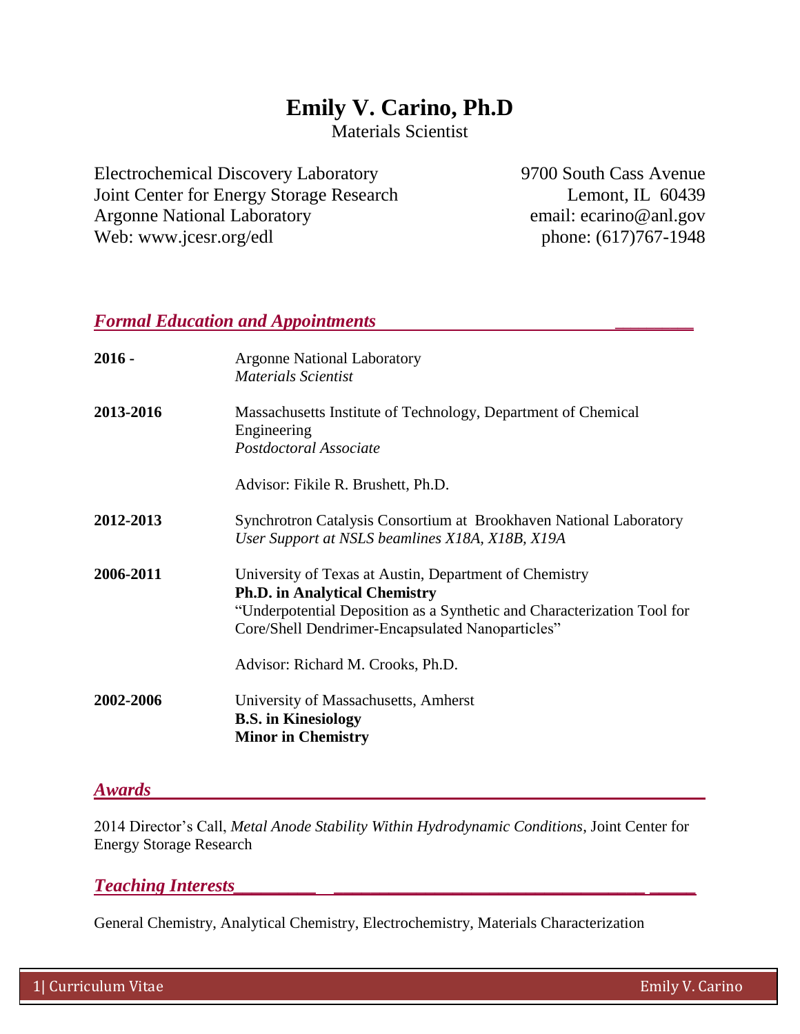# Emily V. Carino, Ph.D

Materials Scientist

Electrochemical Discovery Laboratory
Joint Center for Energy Storage Research
Argonne National Laboratory
Web: www.jcesr.org/edl

9700 South Cass Avenue
Lemont, IL 60439
email: ecarino@anl.gov
phone: (617)767-1948

## *Formal Education and Appointments*

**2016 -** Argonne National Laboratory
*Materials Scientist*

**2013-2016** Massachusetts Institute of Technology, Department of Chemical Engineering
*Postdoctoral Associate*

Advisor: Fikile R. Brushett, Ph.D.

**2012-2013** Synchrotron Catalysis Consortium at Brookhaven National Laboratory
*User Support at NSLS beamlines X18A, X18B, X19A*

**2006-2011** University of Texas at Austin, Department of Chemistry
**Ph.D. in Analytical Chemistry**
"Underpotential Deposition as a Synthetic and Characterization Tool for Core/Shell Dendrimer-Encapsulated Nanoparticles"

Advisor: Richard M. Crooks, Ph.D.

**2002-2006** University of Massachusetts, Amherst
**B.S. in Kinesiology**
**Minor in Chemistry**

## *Awards*

2014 Director's Call, *Metal Anode Stability Within Hydrodynamic Conditions*, Joint Center for Energy Storage Research

## *Teaching Interests*

General Chemistry, Analytical Chemistry, Electrochemistry, Materials Characterization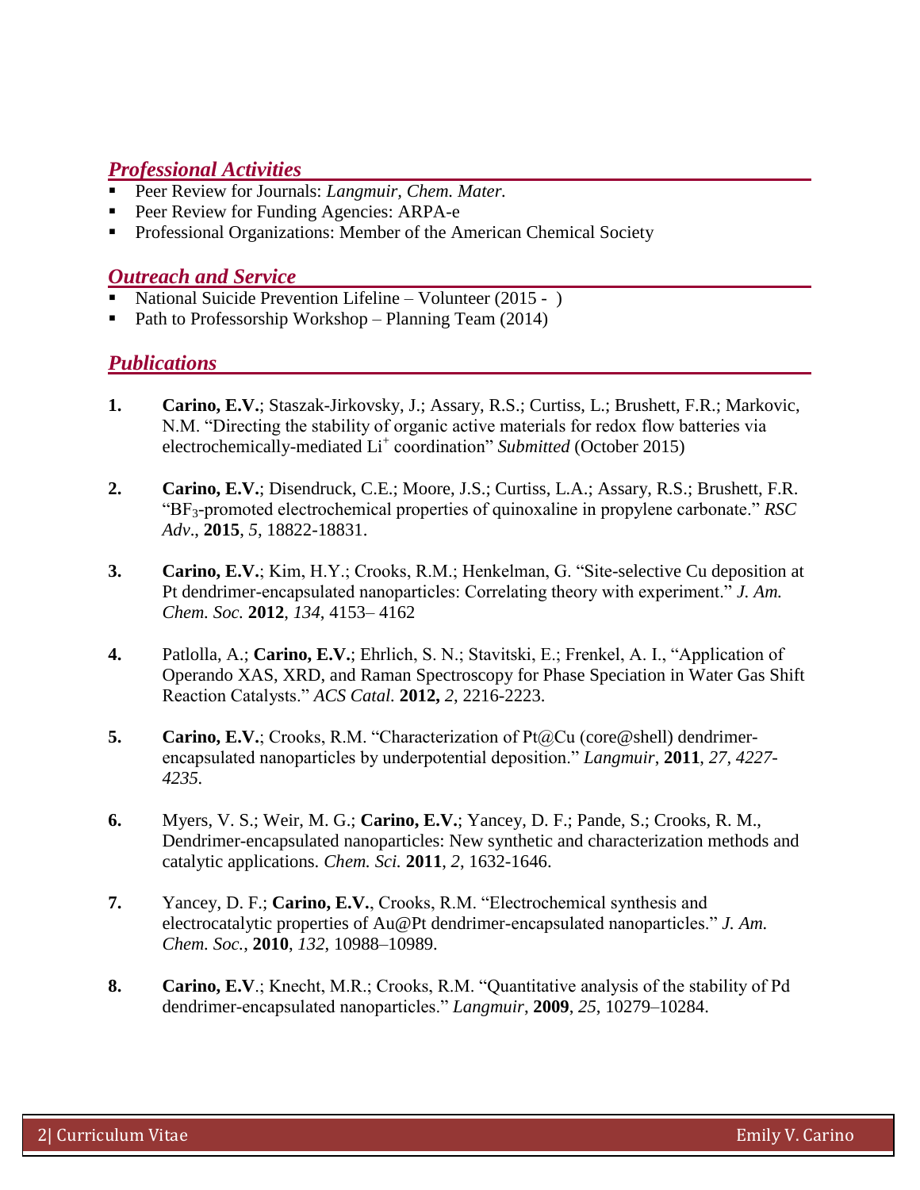## *Professional Activities*

- Peer Review for Journals: *Langmuir, Chem. Mater.*
- Peer Review for Funding Agencies: ARPA-e
- Professional Organizations: Member of the American Chemical Society

## *Outreach and Service*

- National Suicide Prevention Lifeline – Volunteer (2015 - )
- Path to Professorship Workshop – Planning Team (2014)

## *Publications*

1. **Carino, E.V.**; Staszak-Jirkovsky, J.; Assary, R.S.; Curtiss, L.; Brushett, F.R.; Markovic, N.M. "Directing the stability of organic active materials for redox flow batteries via electrochemically-mediated $Li^+$ coordination" *Submitted* (October 2015)

2. **Carino, E.V.**; Disendruck, C.E.; Moore, J.S.; Curtiss, L.A.; Assary, R.S.; Brushett, F.R. "$BF_3$-promoted electrochemical properties of quinoxaline in propylene carbonate." *RSC Adv*., **2015**, *5*, 18822-18831.

3. **Carino, E.V.**; Kim, H.Y.; Crooks, R.M.; Henkelman, G. "Site-selective Cu deposition at Pt dendrimer-encapsulated nanoparticles: Correlating theory with experiment." *J. Am. Chem. Soc.* **2012**, *134*, 4153– 4162

4. Patlolla, A.; **Carino, E.V.**; Ehrlich, S. N.; Stavitski, E.; Frenkel, A. I., "Application of Operando XAS, XRD, and Raman Spectroscopy for Phase Speciation in Water Gas Shift Reaction Catalysts." *ACS Catal.* **2012,** *2*, 2216-2223.

5. **Carino, E.V.**; Crooks, R.M. "Characterization of Pt@Cu (core@shell) dendrimer-encapsulated nanoparticles by underpotential deposition." *Langmuir*, **2011**, *27, 4227-4235.*

6. Myers, V. S.; Weir, M. G.; **Carino, E.V.**; Yancey, D. F.; Pande, S.; Crooks, R. M., Dendrimer-encapsulated nanoparticles: New synthetic and characterization methods and catalytic applications. *Chem. Sci.* **2011**, *2*, 1632-1646.

7. Yancey, D. F.; **Carino, E.V.**, Crooks, R.M. "Electrochemical synthesis and electrocatalytic properties of Au@Pt dendrimer-encapsulated nanoparticles." *J. Am. Chem. Soc.*, **2010**, *132*, 10988–10989.

8. **Carino, E.V**.; Knecht, M.R.; Crooks, R.M. "Quantitative analysis of the stability of Pd dendrimer-encapsulated nanoparticles." *Langmuir*, **2009**, *25*, 10279–10284.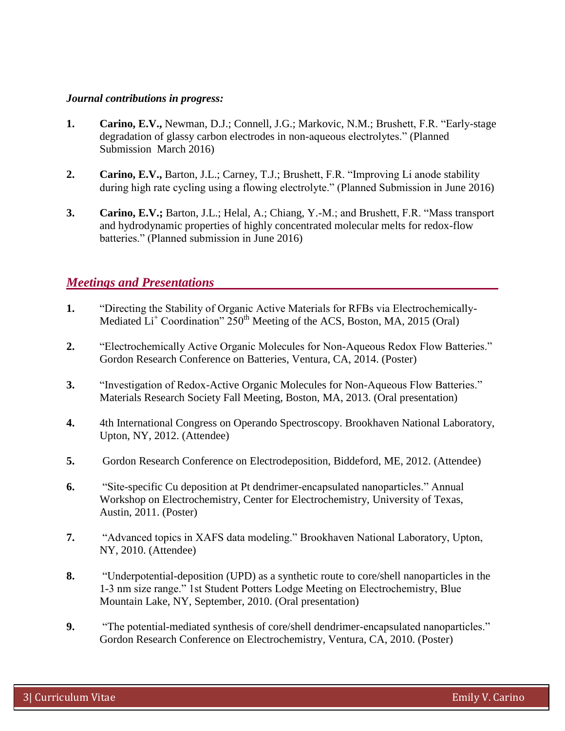***Journal contributions in progress:***

1. **Carino, E.V.,** Newman, D.J.; Connell, J.G.; Markovic, N.M.; Brushett, F.R. "Early-stage degradation of glassy carbon electrodes in non-aqueous electrolytes." (Planned Submission March 2016)

2. **Carino, E.V.,** Barton, J.L.; Carney, T.J.; Brushett, F.R. "Improving Li anode stability during high rate cycling using a flowing electrolyte." (Planned Submission in June 2016)

3. **Carino, E.V.;** Barton, J.L.; Helal, A.; Chiang, Y.-M.; and Brushett, F.R. "Mass transport and hydrodynamic properties of highly concentrated molecular melts for redox-flow batteries." (Planned submission in June 2016)

## *Meetings and Presentations*

1. "Directing the Stability of Organic Active Materials for RFBs via Electrochemically-Mediated $Li^+$ Coordination" 250th Meeting of the ACS, Boston, MA, 2015 (Oral)

2. "Electrochemically Active Organic Molecules for Non-Aqueous Redox Flow Batteries." Gordon Research Conference on Batteries, Ventura, CA, 2014. (Poster)

3. "Investigation of Redox-Active Organic Molecules for Non-Aqueous Flow Batteries." Materials Research Society Fall Meeting, Boston, MA, 2013. (Oral presentation)

4. 4th International Congress on Operando Spectroscopy. Brookhaven National Laboratory, Upton, NY, 2012. (Attendee)

5. Gordon Research Conference on Electrodeposition, Biddeford, ME, 2012. (Attendee)

6. "Site-specific Cu deposition at Pt dendrimer-encapsulated nanoparticles." Annual Workshop on Electrochemistry, Center for Electrochemistry, University of Texas, Austin, 2011. (Poster)

7. "Advanced topics in XAFS data modeling." Brookhaven National Laboratory, Upton, NY, 2010. (Attendee)

8. "Underpotential-deposition (UPD) as a synthetic route to core/shell nanoparticles in the 1-3 nm size range." 1st Student Potters Lodge Meeting on Electrochemistry, Blue Mountain Lake, NY, September, 2010. (Oral presentation)

9. "The potential-mediated synthesis of core/shell dendrimer-encapsulated nanoparticles." Gordon Research Conference on Electrochemistry, Ventura, CA, 2010. (Poster)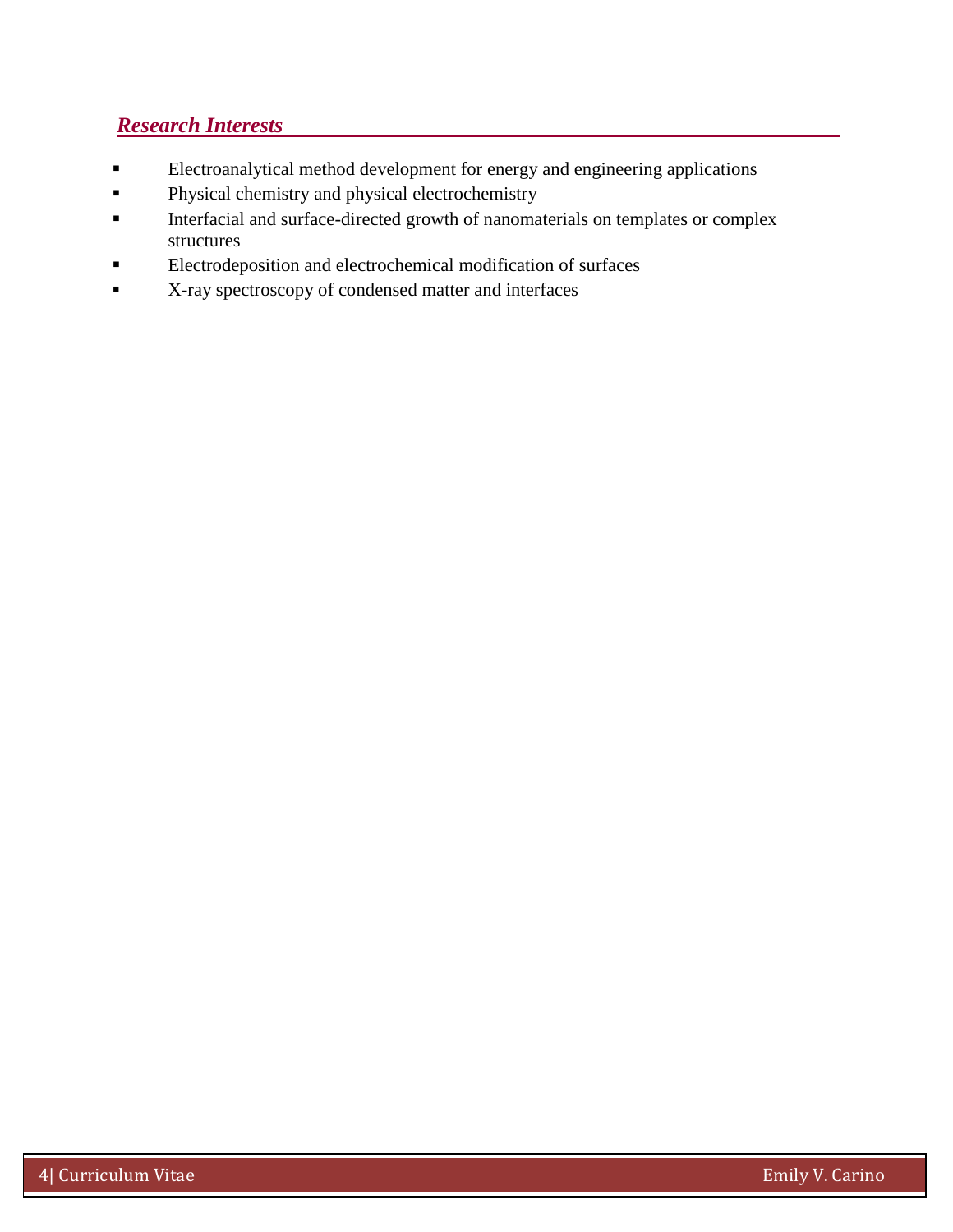## *Research Interests*

- Electroanalytical method development for energy and engineering applications
- Physical chemistry and physical electrochemistry
- Interfacial and surface-directed growth of nanomaterials on templates or complex structures
- Electrodeposition and electrochemical modification of surfaces
- X-ray spectroscopy of condensed matter and interfaces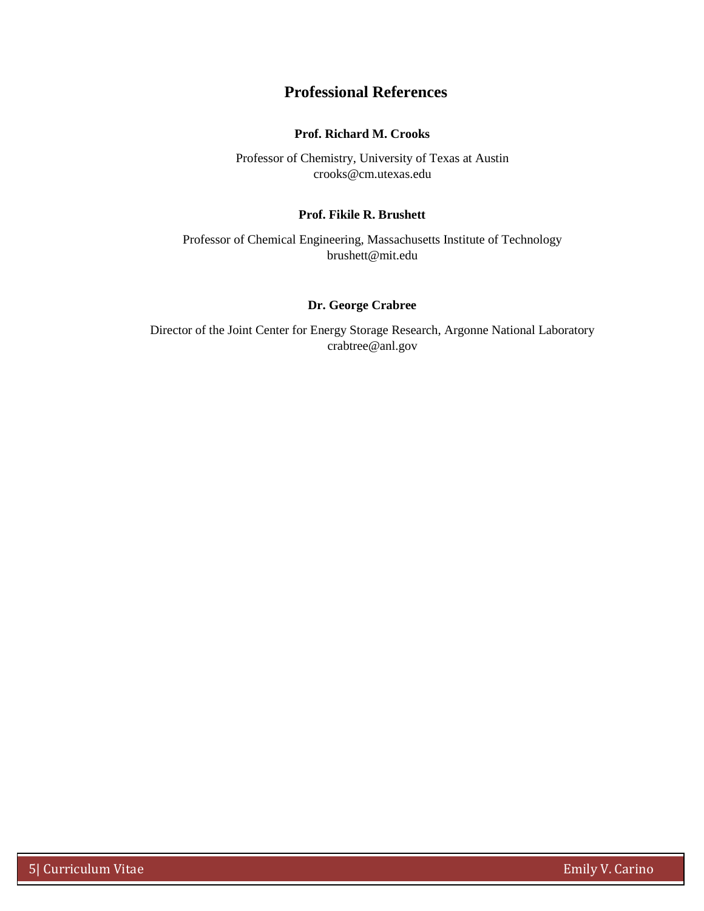## Professional References

**Prof. Richard M. Crooks**

Professor of Chemistry, University of Texas at Austin
crooks@cm.utexas.edu

**Prof. Fikile R. Brushett**

Professor of Chemical Engineering, Massachusetts Institute of Technology
brushett@mit.edu

**Dr. George Crabree**

Director of the Joint Center for Energy Storage Research, Argonne National Laboratory
crabtree@anl.gov